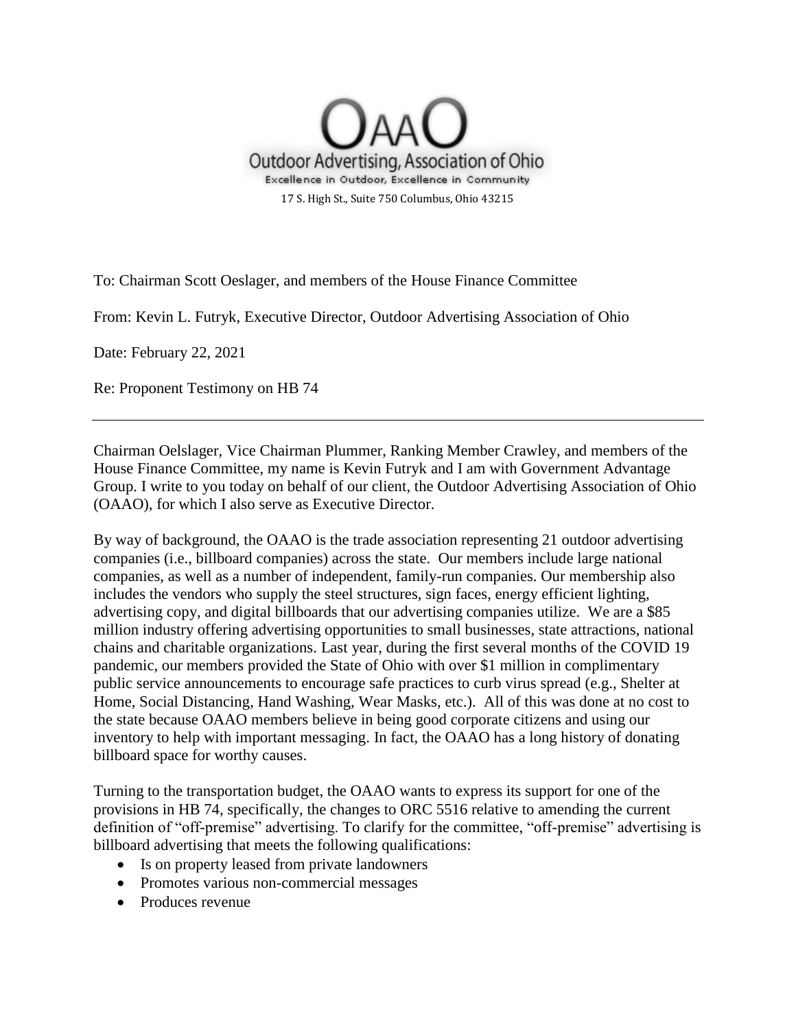# OAAO

Outdoor Advertising, Association of Ohio

Excellence in Outdoor, Excellence in Community

17 S. High St., Suite 750 Columbus, Ohio 43215

To: Chairman Scott Oeslager, and members of the House Finance Committee

From: Kevin L. Futryk, Executive Director, Outdoor Advertising Association of Ohio

Date: February 22, 2021

Re: Proponent Testimony on HB 74

---

Chairman Oelslager, Vice Chairman Plummer, Ranking Member Crawley, and members of the House Finance Committee, my name is Kevin Futryk and I am with Government Advantage Group. I write to you today on behalf of our client, the Outdoor Advertising Association of Ohio (OAAO), for which I also serve as Executive Director.

By way of background, the OAAO is the trade association representing 21 outdoor advertising companies (i.e., billboard companies) across the state. Our members include large national companies, as well as a number of independent, family-run companies. Our membership also includes the vendors who supply the steel structures, sign faces, energy efficient lighting, advertising copy, and digital billboards that our advertising companies utilize. We are a $85 million industry offering advertising opportunities to small businesses, state attractions, national chains and charitable organizations. Last year, during the first several months of the COVID 19 pandemic, our members provided the State of Ohio with over $1 million in complimentary public service announcements to encourage safe practices to curb virus spread (e.g., Shelter at Home, Social Distancing, Hand Washing, Wear Masks, etc.). All of this was done at no cost to the state because OAAO members believe in being good corporate citizens and using our inventory to help with important messaging. In fact, the OAAO has a long history of donating billboard space for worthy causes.

Turning to the transportation budget, the OAAO wants to express its support for one of the provisions in HB 74, specifically, the changes to ORC 5516 relative to amending the current definition of "off-premise" advertising. To clarify for the committee, "off-premise" advertising is billboard advertising that meets the following qualifications:

- Is on property leased from private landowners
- Promotes various non-commercial messages
- Produces revenue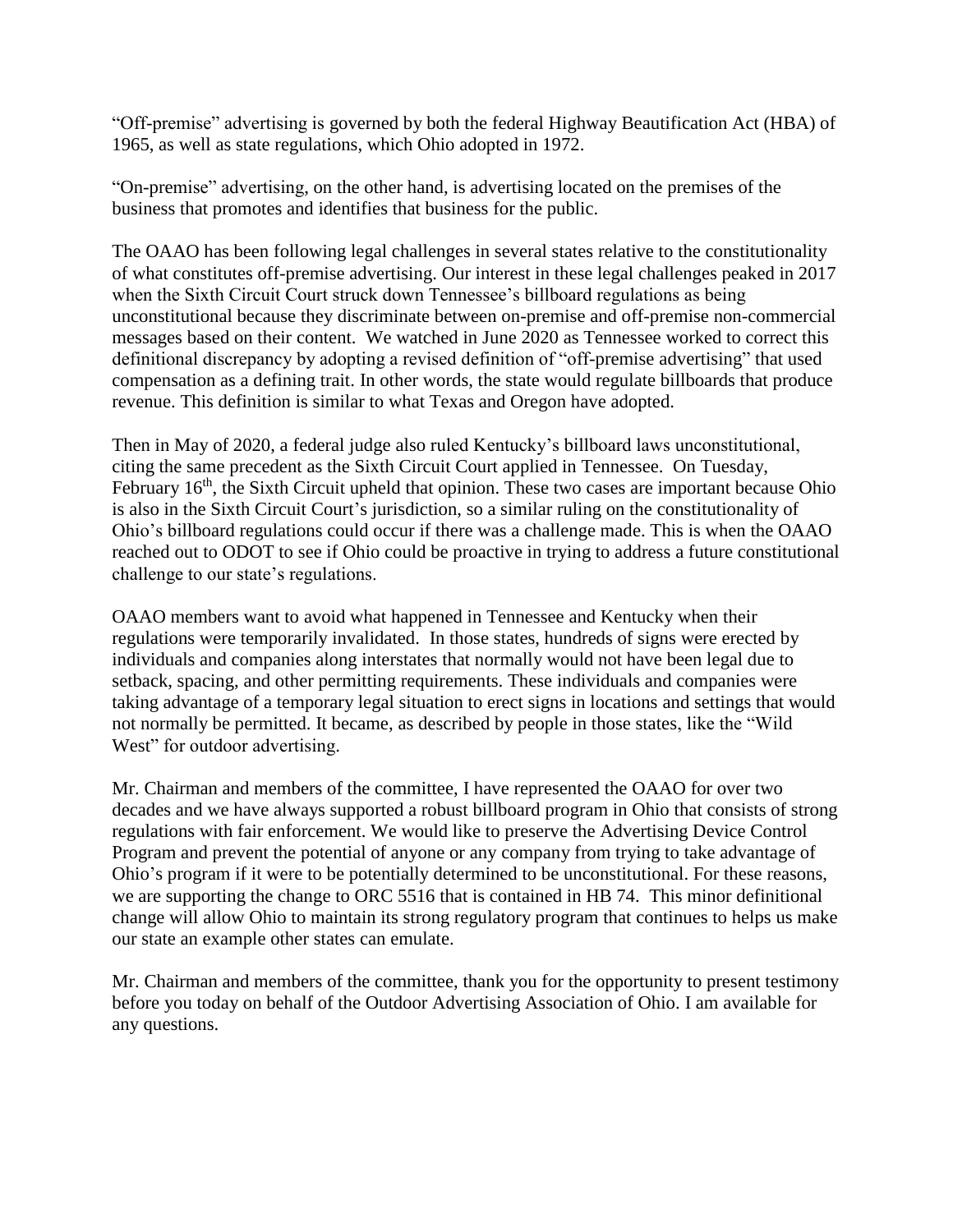"Off-premise" advertising is governed by both the federal Highway Beautification Act (HBA) of 1965, as well as state regulations, which Ohio adopted in 1972.

"On-premise" advertising, on the other hand, is advertising located on the premises of the business that promotes and identifies that business for the public.

The OAAO has been following legal challenges in several states relative to the constitutionality of what constitutes off-premise advertising. Our interest in these legal challenges peaked in 2017 when the Sixth Circuit Court struck down Tennessee's billboard regulations as being unconstitutional because they discriminate between on-premise and off-premise non-commercial messages based on their content. We watched in June 2020 as Tennessee worked to correct this definitional discrepancy by adopting a revised definition of "off-premise advertising" that used compensation as a defining trait. In other words, the state would regulate billboards that produce revenue. This definition is similar to what Texas and Oregon have adopted.

Then in May of 2020, a federal judge also ruled Kentucky's billboard laws unconstitutional, citing the same precedent as the Sixth Circuit Court applied in Tennessee. On Tuesday, February 16th, the Sixth Circuit upheld that opinion. These two cases are important because Ohio is also in the Sixth Circuit Court's jurisdiction, so a similar ruling on the constitutionality of Ohio's billboard regulations could occur if there was a challenge made. This is when the OAAO reached out to ODOT to see if Ohio could be proactive in trying to address a future constitutional challenge to our state's regulations.

OAAO members want to avoid what happened in Tennessee and Kentucky when their regulations were temporarily invalidated. In those states, hundreds of signs were erected by individuals and companies along interstates that normally would not have been legal due to setback, spacing, and other permitting requirements. These individuals and companies were taking advantage of a temporary legal situation to erect signs in locations and settings that would not normally be permitted. It became, as described by people in those states, like the "Wild West" for outdoor advertising.

Mr. Chairman and members of the committee, I have represented the OAAO for over two decades and we have always supported a robust billboard program in Ohio that consists of strong regulations with fair enforcement. We would like to preserve the Advertising Device Control Program and prevent the potential of anyone or any company from trying to take advantage of Ohio's program if it were to be potentially determined to be unconstitutional. For these reasons, we are supporting the change to ORC 5516 that is contained in HB 74. This minor definitional change will allow Ohio to maintain its strong regulatory program that continues to helps us make our state an example other states can emulate.

Mr. Chairman and members of the committee, thank you for the opportunity to present testimony before you today on behalf of the Outdoor Advertising Association of Ohio. I am available for any questions.